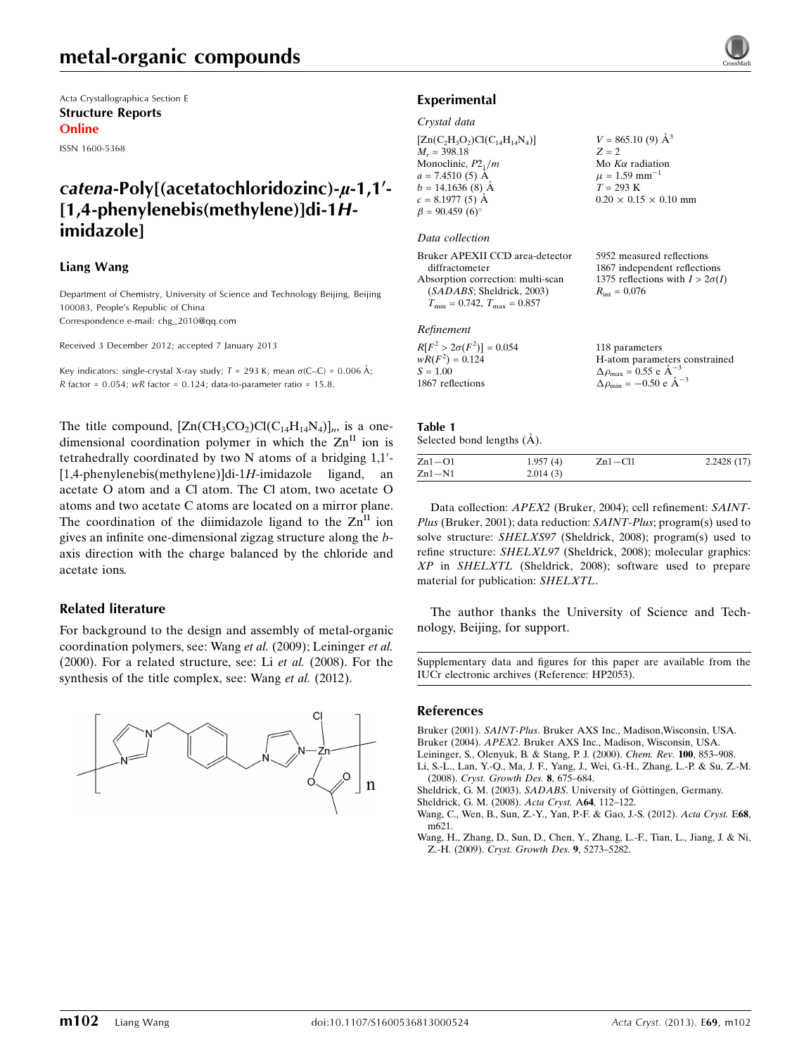Acta Crystallographica Section E

**Structure Reports**

**Online**

ISSN 1600-5368

# *catena*-Poly[(acetatochloridozinc)-μ-1,1′-[1,4-phenylenebis(methylene)]di-1*H*-imidazole]

**Liang Wang**

Department of Chemistry, University of Science and Technology Beijing, Beijing 100083, People's Republic of China
Correspondence e-mail: chg_2010@qq.com

Received 3 December 2012; accepted 7 January 2013

Key indicators: single-crystal X-ray study; $T$ = 293 K; mean σ(C–C) = 0.006 Å; $R$ factor = 0.054; $wR$ factor = 0.124; data-to-parameter ratio = 15.8.

The title compound, $[Zn(CH_3CO_2)Cl(C_{14}H_{14}N_4)]_n$, is a one-dimensional coordination polymer in which the $Zn^{II}$ ion is tetrahedrally coordinated by two N atoms of a bridging 1,1′-[1,4-phenylenebis(methylene)]di-1*H*-imidazole ligand, an acetate O atom and a Cl atom. The Cl atom, two acetate O atoms and two acetate C atoms are located on a mirror plane. The coordination of the diimidazole ligand to the $Zn^{II}$ ion gives an infinite one-dimensional zigzag structure along the $b$-axis direction with the charge balanced by the chloride and acetate ions.

## Related literature

For background to the design and assembly of metal-organic coordination polymers, see: Wang *et al.* (2009); Leininger *et al.* (2000). For a related structure, see: Li *et al.* (2008). For the synthesis of the title complex, see: Wang *et al.* (2012).

## Experimental

### Crystal data

$[Zn(C_2H_3O_2)Cl(C_{14}H_{14}N_4)]$
$M_r$ = 398.18
Monoclinic, $P2_1/m$
$a$ = 7.4510 (5) Å
$b$ = 14.1636 (8) Å
$c$ = 8.1977 (5) Å
$\beta$ = 90.459 (6)°
$V$ = 865.10 (9) Å$^3$
$Z$ = 2
Mo $K\alpha$ radiation
$\mu$ = 1.59 mm$^{-1}$
$T$ = 293 K
0.20 × 0.15 × 0.10 mm

### Data collection

Bruker APEXII CCD area-detector diffractometer
Absorption correction: multi-scan (*SADABS*; Sheldrick, 2003)
$T_{min}$ = 0.742, $T_{max}$ = 0.857
5952 measured reflections
1867 independent reflections
1375 reflections with $I > 2\sigma(I)$
$R_{int}$ = 0.076

### Refinement

$R[F^2 > 2\sigma(F^2)]$ = 0.054
$wR(F^2)$ = 0.124
$S$ = 1.00
1867 reflections
118 parameters
H-atom parameters constrained
$\Delta\rho_{max}$ = 0.55 e Å$^{-3}$
$\Delta\rho_{min}$ = −0.50 e Å$^{-3}$

**Table 1**
Selected bond lengths (Å).

| | | | |
|---|---|---|---|
| Zn1—O1 | 1.957 (4) | Zn1—Cl1 | 2.2428 (17) |
| Zn1—N1 | 2.014 (3) | | |

Data collection: *APEX2* (Bruker, 2004); cell refinement: *SAINT-Plus* (Bruker, 2001); data reduction: *SAINT-Plus*; program(s) used to solve structure: *SHELXS97* (Sheldrick, 2008); program(s) used to refine structure: *SHELXL97* (Sheldrick, 2008); molecular graphics: *XP* in *SHELXTL* (Sheldrick, 2008); software used to prepare material for publication: *SHELXTL*.

The author thanks the University of Science and Technology, Beijing, for support.

Supplementary data and figures for this paper are available from the IUCr electronic archives (Reference: HP2053).

## References

Bruker (2001). *SAINT-Plus*. Bruker AXS Inc., Madison,Wisconsin, USA.
Bruker (2004). *APEX2*. Bruker AXS Inc., Madison, Wisconsin, USA.
Leininger, S., Olenyuk, B. & Stang, P. J. (2000). *Chem. Rev.* **100**, 853–908.
Li, S.-L., Lan, Y.-Q., Ma, J. F., Yang, J., Wei, G.-H., Zhang, L.-P. & Su, Z.-M. (2008). *Cryst. Growth Des.* **8**, 675–684.
Sheldrick, G. M. (2003). *SADABS*. University of Göttingen, Germany.
Sheldrick, G. M. (2008). *Acta Cryst.* A**64**, 112–122.
Wang, C., Wen, B., Sun, Z.-Y., Yan, P.-F. & Gao, J.-S. (2012). *Acta Cryst.* E**68**, m621.
Wang, H., Zhang, D., Sun, D., Chen, Y., Zhang, L.-F., Tian, L., Jiang, J. & Ni, Z.-H. (2009). *Cryst. Growth Des.* **9**, 5273–5282.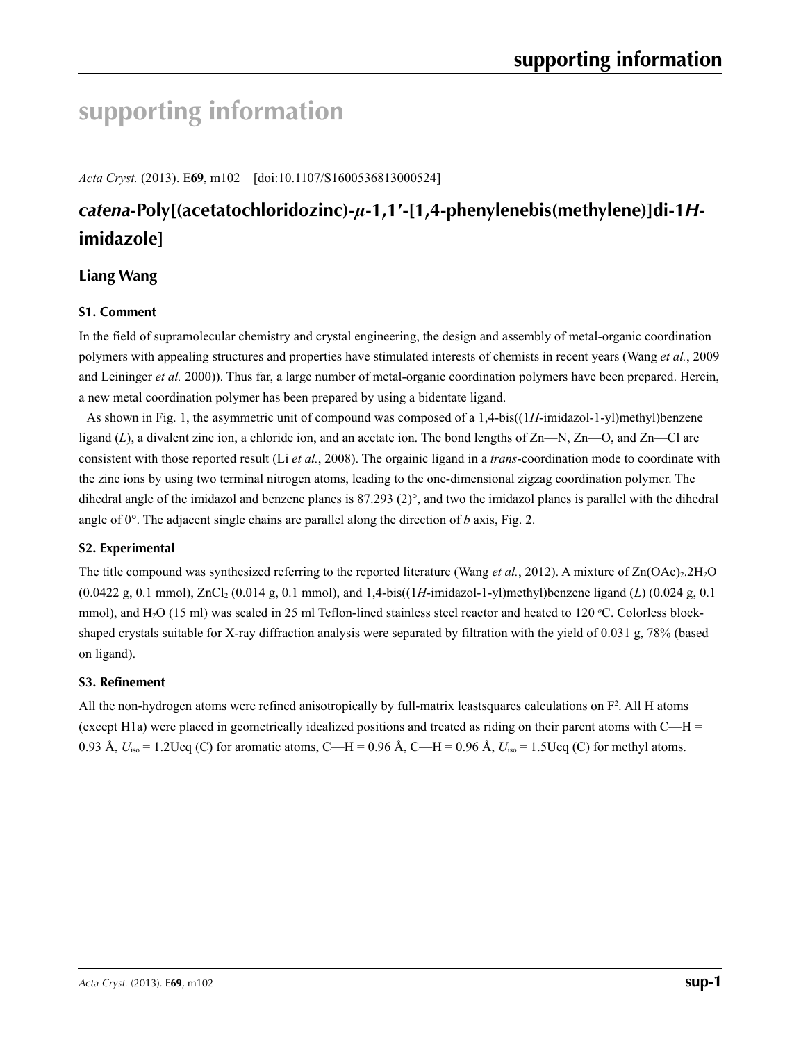# supporting information

*Acta Cryst.* (2013). E**69**, m102 [doi:10.1107/S1600536813000524]

## *catena*-Poly[(acetatochloridozinc)-$\mu$-1,1′-[1,4-phenylenebis(methylene)]di-1*H*-imidazole]

### Liang Wang

#### S1. Comment

In the field of supramolecular chemistry and crystal engineering, the design and assembly of metal-organic coordination polymers with appealing structures and properties have stimulated interests of chemists in recent years (Wang *et al.*, 2009 and Leininger *et al.* 2000)). Thus far, a large number of metal-organic coordination polymers have been prepared. Herein, a new metal coordination polymer has been prepared by using a bidentate ligand.

As shown in Fig. 1, the asymmetric unit of compound was composed of a 1,4-bis((1*H*-imidazol-1-yl)methyl)benzene ligand (*L*), a divalent zinc ion, a chloride ion, and an acetate ion. The bond lengths of Zn—N, Zn—O, and Zn—Cl are consistent with those reported result (Li *et al.*, 2008). The orgainic ligand in a *trans*-coordination mode to coordinate with the zinc ions by using two terminal nitrogen atoms, leading to the one-dimensional zigzag coordination polymer. The dihedral angle of the imidazol and benzene planes is 87.293 (2)°, and two the imidazol planes is parallel with the dihedral angle of 0°. The adjacent single chains are parallel along the direction of *b* axis, Fig. 2.

#### S2. Experimental

The title compound was synthesized referring to the reported literature (Wang *et al.*, 2012). A mixture of $Zn(OAc)_2.2H_2O$ (0.0422 g, 0.1 mmol), $ZnCl_2$ (0.014 g, 0.1 mmol), and 1,4-bis((1*H*-imidazol-1-yl)methyl)benzene ligand (*L*) (0.024 g, 0.1 mmol), and $H_2O$ (15 ml) was sealed in 25 ml Teflon-lined stainless steel reactor and heated to 120 °C. Colorless block-shaped crystals suitable for X-ray diffraction analysis were separated by filtration with the yield of 0.031 g, 78% (based on ligand).

#### S3. Refinement

All the non-hydrogen atoms were refined anisotropically by full-matrix leastsquares calculations on $F^2$. All H atoms (except H1a) were placed in geometrically idealized positions and treated as riding on their parent atoms with C—H = 0.93 Å, $U_{iso}$ = 1.2Ueq (C) for aromatic atoms, C—H = 0.96 Å, C—H = 0.96 Å, $U_{iso}$ = 1.5Ueq (C) for methyl atoms.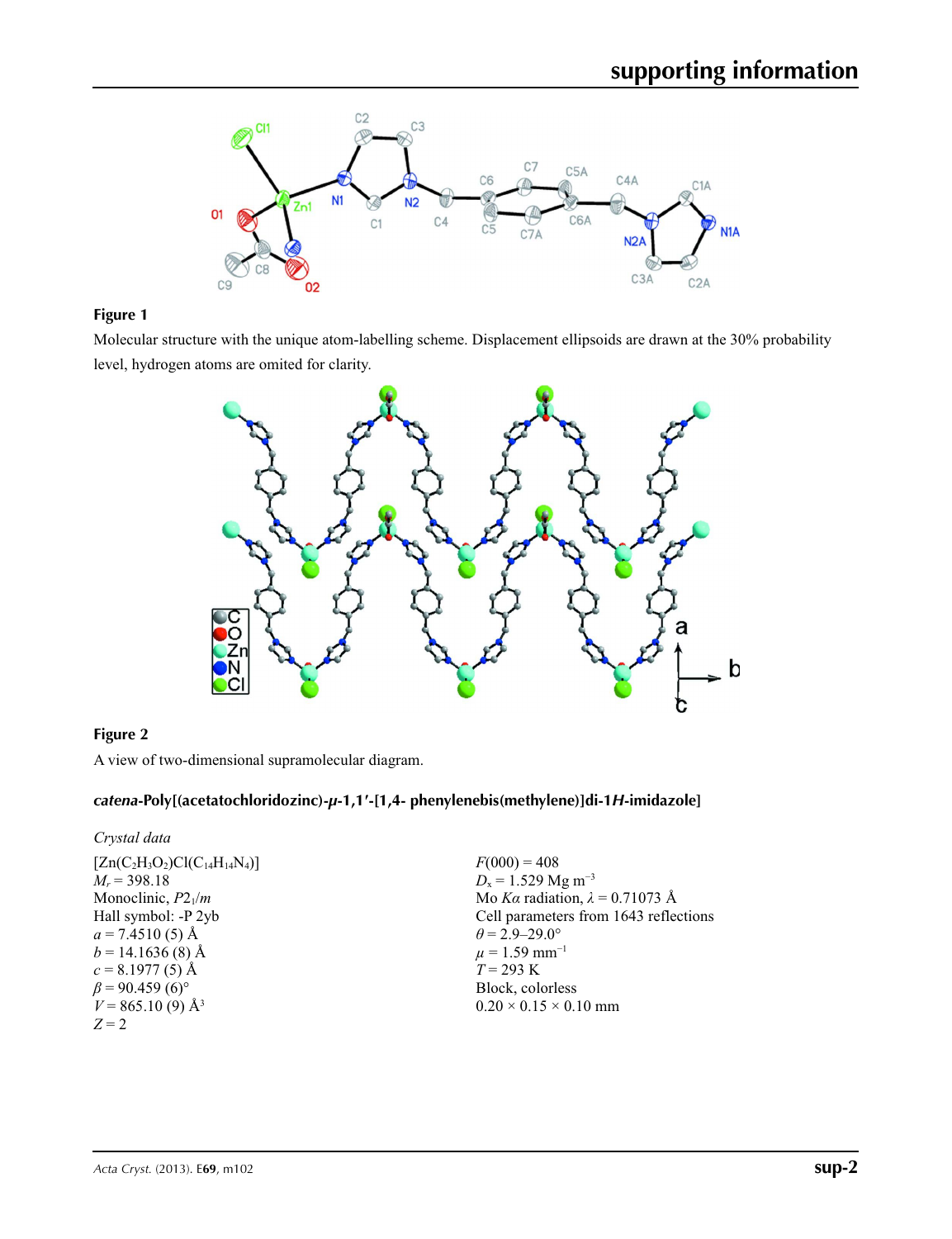**Figure 1**

Molecular structure with the unique atom-labelling scheme. Displacement ellipsoids are drawn at the 30% probability level, hydrogen atoms are omited for clarity.

**Figure 2**

A view of two-dimensional supramolecular diagram.

### *catena*-Poly[(acetatochloridozinc)-*μ*-1,1′-[1,4- phenylenebis(methylene)]di-1*H*-imidazole]

*Crystal data*

$[Zn(C_2H_3O_2)Cl(C_{14}H_{14}N_4)]$
$M_r = 398.18$
Monoclinic, $P2_1/m$
Hall symbol: -P 2yb
$a = 7.4510$ (5) Å
$b = 14.1636$ (8) Å
$c = 8.1977$ (5) Å
$\beta = 90.459$ (6)°
$V = 865.10$ (9) Å$^3$
$Z = 2$
$F(000) = 408$
$D_x = 1.529$ Mg m$^{-3}$
Mo $K\alpha$ radiation, $\lambda = 0.71073$ Å
Cell parameters from 1643 reflections
$\theta = 2.9$–$29.0°$
$\mu = 1.59$ mm$^{-1}$
$T = 293$ K
Block, colorless
0.20 × 0.15 × 0.10 mm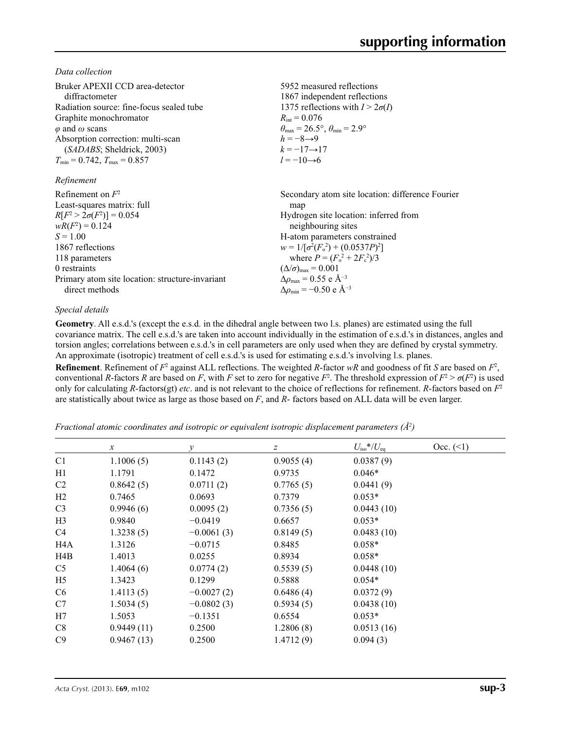*Data collection*

Bruker APEXII CCD area-detector diffractometer
Radiation source: fine-focus sealed tube
Graphite monochromator
$\varphi$ and $\omega$ scans
Absorption correction: multi-scan (*SADABS*; Sheldrick, 2003)
$T_{min} = 0.742$, $T_{max} = 0.857$

5952 measured reflections
1867 independent reflections
1375 reflections with $I > 2\sigma(I)$
$R_{int} = 0.076$
$\theta_{max} = 26.5°$, $\theta_{min} = 2.9°$
$h = -8 \rightarrow 9$
$k = -17 \rightarrow 17$
$l = -10 \rightarrow 6$

*Refinement*

Refinement on $F^2$
Least-squares matrix: full
$R[F^2 > 2\sigma(F^2)] = 0.054$
$wR(F^2) = 0.124$
$S = 1.00$
1867 reflections
118 parameters
0 restraints
Primary atom site location: structure-invariant direct methods

Secondary atom site location: difference Fourier map
Hydrogen site location: inferred from neighbouring sites
H-atom parameters constrained
$w = 1/[\sigma^2(F_o^2) + (0.0537P)^2]$
where $P = (F_o^2 + 2F_c^2)/3$
$(\Delta/\sigma)_{max} = 0.001$
$\Delta\rho_{max} = 0.55$ e Å$^{-3}$
$\Delta\rho_{min} = -0.50$ e Å$^{-3}$

*Special details*

**Geometry**. All e.s.d.'s (except the e.s.d. in the dihedral angle between two l.s. planes) are estimated using the full covariance matrix. The cell e.s.d.'s are taken into account individually in the estimation of e.s.d.'s in distances, angles and torsion angles; correlations between e.s.d.'s in cell parameters are only used when they are defined by crystal symmetry. An approximate (isotropic) treatment of cell e.s.d.'s is used for estimating e.s.d.'s involving l.s. planes.

**Refinement**. Refinement of $F^2$ against ALL reflections. The weighted $R$-factor $wR$ and goodness of fit $S$ are based on $F^2$, conventional $R$-factors $R$ are based on $F$, with $F$ set to zero for negative $F^2$. The threshold expression of $F^2 > \sigma(F^2)$ is used only for calculating $R$-factors(gt) *etc*. and is not relevant to the choice of reflections for refinement. $R$-factors based on $F^2$ are statistically about twice as large as those based on $F$, and $R$- factors based on ALL data will be even larger.

*Fractional atomic coordinates and isotropic or equivalent isotropic displacement parameters (Å$^2$)*

| | $x$ | $y$ | $z$ | $U_{iso}$*/$U_{eq}$ | Occ. (<1) |
|---|---|---|---|---|---|
| C1 | 1.1006 (5) | 0.1143 (2) | 0.9055 (4) | 0.0387 (9) | |
| H1 | 1.1791 | 0.1472 | 0.9735 | 0.046* | |
| C2 | 0.8642 (5) | 0.0711 (2) | 0.7765 (5) | 0.0441 (9) | |
| H2 | 0.7465 | 0.0693 | 0.7379 | 0.053* | |
| C3 | 0.9946 (6) | 0.0095 (2) | 0.7356 (5) | 0.0443 (10) | |
| H3 | 0.9840 | −0.0419 | 0.6657 | 0.053* | |
| C4 | 1.3238 (5) | −0.0061 (3) | 0.8149 (5) | 0.0483 (10) | |
| H4A | 1.3126 | −0.0715 | 0.8485 | 0.058* | |
| H4B | 1.4013 | 0.0255 | 0.8934 | 0.058* | |
| C5 | 1.4064 (6) | 0.0774 (2) | 0.5539 (5) | 0.0448 (10) | |
| H5 | 1.3423 | 0.1299 | 0.5888 | 0.054* | |
| C6 | 1.4113 (5) | −0.0027 (2) | 0.6486 (4) | 0.0372 (9) | |
| C7 | 1.5034 (5) | −0.0802 (3) | 0.5934 (5) | 0.0438 (10) | |
| H7 | 1.5053 | −0.1351 | 0.6554 | 0.053* | |
| C8 | 0.9449 (11) | 0.2500 | 1.2806 (8) | 0.0513 (16) | |
| C9 | 0.9467 (13) | 0.2500 | 1.4712 (9) | 0.094 (3) | |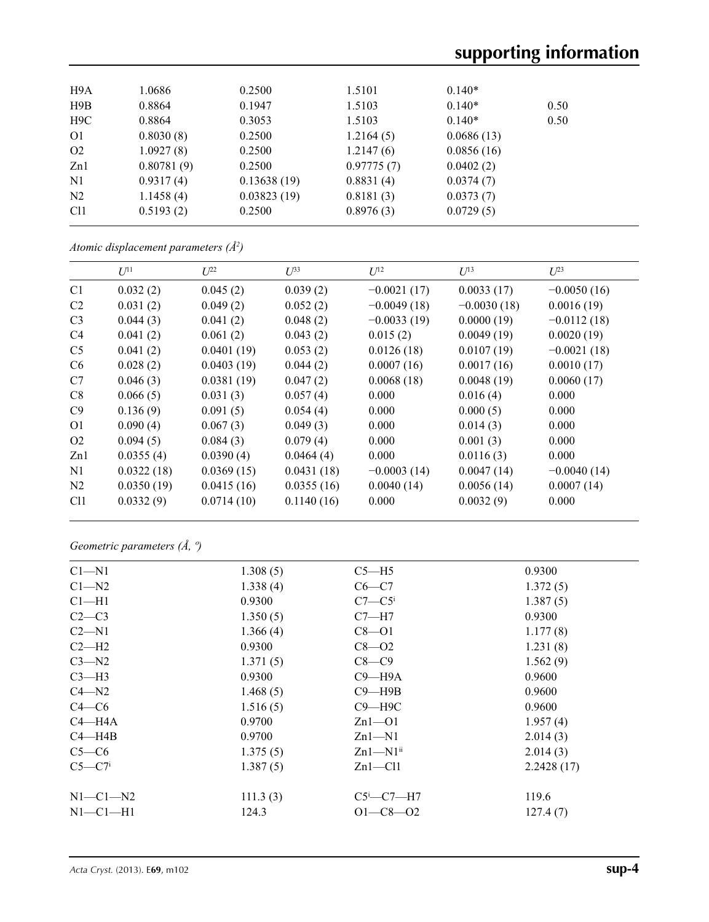| | | | | | |
|---|---|---|---|---|---|
| H9A | 1.0686 | 0.2500 | 1.5101 | 0.140* | |
| H9B | 0.8864 | 0.1947 | 1.5103 | 0.140* | 0.50 |
| H9C | 0.8864 | 0.3053 | 1.5103 | 0.140* | 0.50 |
| O1 | 0.8030 (8) | 0.2500 | 1.2164 (5) | 0.0686 (13) | |
| O2 | 1.0927 (8) | 0.2500 | 1.2147 (6) | 0.0856 (16) | |
| Zn1 | 0.80781 (9) | 0.2500 | 0.97775 (7) | 0.0402 (2) | |
| N1 | 0.9317 (4) | 0.13638 (19) | 0.8831 (4) | 0.0374 (7) | |
| N2 | 1.1458 (4) | 0.03823 (19) | 0.8181 (3) | 0.0373 (7) | |
| Cl1 | 0.5193 (2) | 0.2500 | 0.8976 (3) | 0.0729 (5) | |

*Atomic displacement parameters (Å²)*

| | $U^{11}$ | $U^{22}$ | $U^{33}$ | $U^{12}$ | $U^{13}$ | $U^{23}$ |
|---|---|---|---|---|---|---|
| C1 | 0.032 (2) | 0.045 (2) | 0.039 (2) | −0.0021 (17) | 0.0033 (17) | −0.0050 (16) |
| C2 | 0.031 (2) | 0.049 (2) | 0.052 (2) | −0.0049 (18) | −0.0030 (18) | 0.0016 (19) |
| C3 | 0.044 (3) | 0.041 (2) | 0.048 (2) | −0.0033 (19) | 0.0000 (19) | −0.0112 (18) |
| C4 | 0.041 (2) | 0.061 (2) | 0.043 (2) | 0.015 (2) | 0.0049 (19) | 0.0020 (19) |
| C5 | 0.041 (2) | 0.0401 (19) | 0.053 (2) | 0.0126 (18) | 0.0107 (19) | −0.0021 (18) |
| C6 | 0.028 (2) | 0.0403 (19) | 0.044 (2) | 0.0007 (16) | 0.0017 (16) | 0.0010 (17) |
| C7 | 0.046 (3) | 0.0381 (19) | 0.047 (2) | 0.0068 (18) | 0.0048 (19) | 0.0060 (17) |
| C8 | 0.066 (5) | 0.031 (3) | 0.057 (4) | 0.000 | 0.016 (4) | 0.000 |
| C9 | 0.136 (9) | 0.091 (5) | 0.054 (4) | 0.000 | 0.000 (5) | 0.000 |
| O1 | 0.090 (4) | 0.067 (3) | 0.049 (3) | 0.000 | 0.014 (3) | 0.000 |
| O2 | 0.094 (5) | 0.084 (3) | 0.079 (4) | 0.000 | 0.001 (3) | 0.000 |
| Zn1 | 0.0355 (4) | 0.0390 (4) | 0.0464 (4) | 0.000 | 0.0116 (3) | 0.000 |
| N1 | 0.0322 (18) | 0.0369 (15) | 0.0431 (18) | −0.0003 (14) | 0.0047 (14) | −0.0040 (14) |
| N2 | 0.0350 (19) | 0.0415 (16) | 0.0355 (16) | 0.0040 (14) | 0.0056 (14) | 0.0007 (14) |
| Cl1 | 0.0332 (9) | 0.0714 (10) | 0.1140 (16) | 0.000 | 0.0032 (9) | 0.000 |

*Geometric parameters (Å, º)*

| | | | |
|---|---|---|---|
| C1—N1 | 1.308 (5) | C5—H5 | 0.9300 |
| C1—N2 | 1.338 (4) | C6—C7 | 1.372 (5) |
| C1—H1 | 0.9300 | C7—C5ⁱ | 1.387 (5) |
| C2—C3 | 1.350 (5) | C7—H7 | 0.9300 |
| C2—N1 | 1.366 (4) | C8—O1 | 1.177 (8) |
| C2—H2 | 0.9300 | C8—O2 | 1.231 (8) |
| C3—N2 | 1.371 (5) | C8—C9 | 1.562 (9) |
| C3—H3 | 0.9300 | C9—H9A | 0.9600 |
| C4—N2 | 1.468 (5) | C9—H9B | 0.9600 |
| C4—C6 | 1.516 (5) | C9—H9C | 0.9600 |
| C4—H4A | 0.9700 | Zn1—O1 | 1.957 (4) |
| C4—H4B | 0.9700 | Zn1—N1 | 2.014 (3) |
| C5—C6 | 1.375 (5) | Zn1—N1ⁱⁱ | 2.014 (3) |
| C5—C7ⁱ | 1.387 (5) | Zn1—Cl1 | 2.2428 (17) |
| | | | |
| N1—C1—N2 | 111.3 (3) | C5ⁱ—C7—H7 | 119.6 |
| N1—C1—H1 | 124.3 | O1—C8—O2 | 127.4 (7) |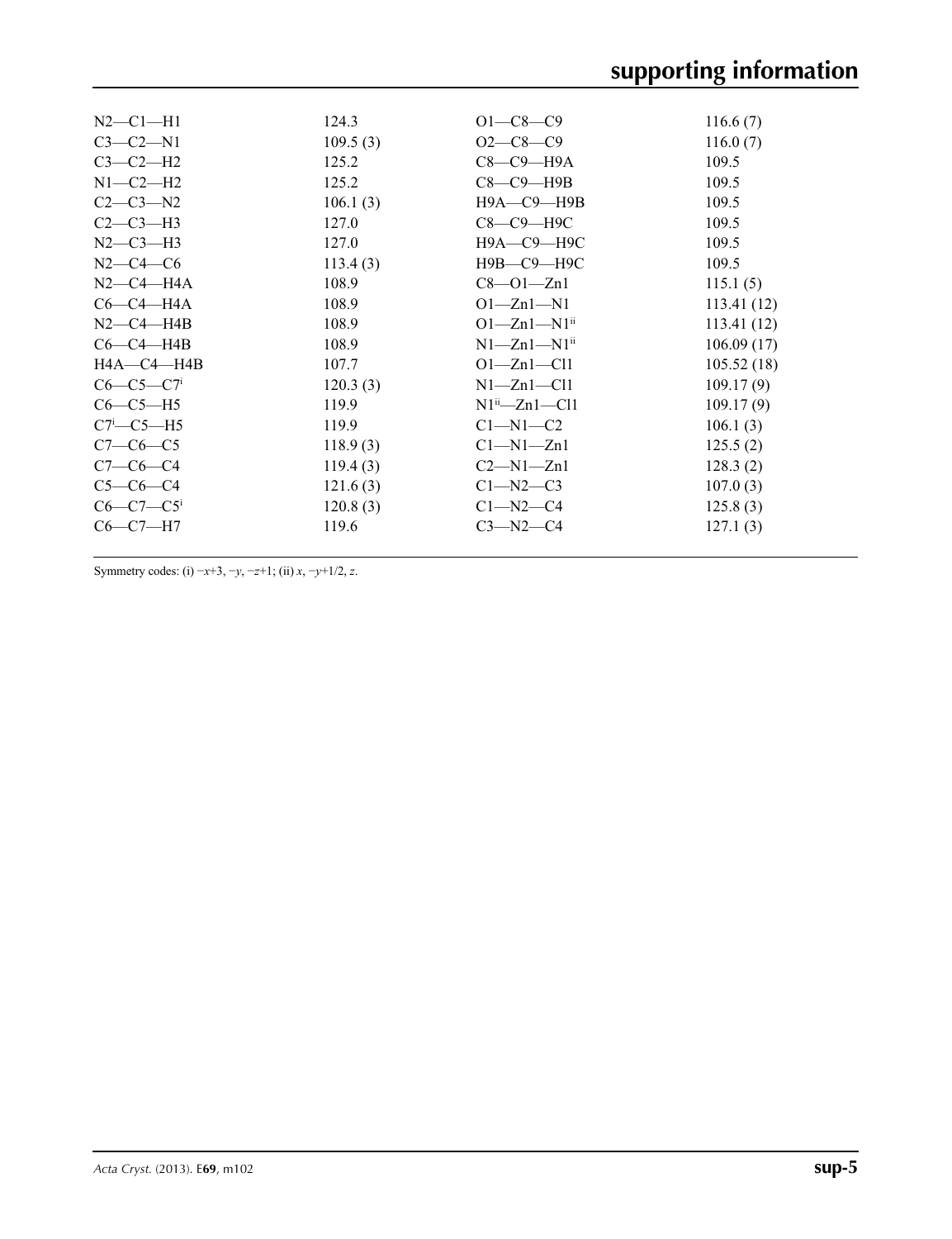| | | | |
|---|---|---|---|
| N2—C1—H1 | 124.3 | O1—C8—C9 | 116.6 (7) |
| C3—C2—N1 | 109.5 (3) | O2—C8—C9 | 116.0 (7) |
| C3—C2—H2 | 125.2 | C8—C9—H9A | 109.5 |
| N1—C2—H2 | 125.2 | C8—C9—H9B | 109.5 |
| C2—C3—N2 | 106.1 (3) | H9A—C9—H9B | 109.5 |
| C2—C3—H3 | 127.0 | C8—C9—H9C | 109.5 |
| N2—C3—H3 | 127.0 | H9A—C9—H9C | 109.5 |
| N2—C4—C6 | 113.4 (3) | H9B—C9—H9C | 109.5 |
| N2—C4—H4A | 108.9 | C8—O1—Zn1 | 115.1 (5) |
| C6—C4—H4A | 108.9 | O1—Zn1—N1 | 113.41 (12) |
| N2—C4—H4B | 108.9 | O1—Zn1—N1$^{ii}$ | 113.41 (12) |
| C6—C4—H4B | 108.9 | N1—Zn1—N1$^{ii}$ | 106.09 (17) |
| H4A—C4—H4B | 107.7 | O1—Zn1—Cl1 | 105.52 (18) |
| C6—C5—C7$^{i}$ | 120.3 (3) | N1—Zn1—Cl1 | 109.17 (9) |
| C6—C5—H5 | 119.9 | N1$^{ii}$—Zn1—Cl1 | 109.17 (9) |
| C7$^{i}$—C5—H5 | 119.9 | C1—N1—C2 | 106.1 (3) |
| C7—C6—C5 | 118.9 (3) | C1—N1—Zn1 | 125.5 (2) |
| C7—C6—C4 | 119.4 (3) | C2—N1—Zn1 | 128.3 (2) |
| C5—C6—C4 | 121.6 (3) | C1—N2—C3 | 107.0 (3) |
| C6—C7—C5$^{i}$ | 120.8 (3) | C1—N2—C4 | 125.8 (3) |
| C6—C7—H7 | 119.6 | C3—N2—C4 | 127.1 (3) |

Symmetry codes: (i) −*x*+3, −*y*, −*z*+1; (ii) *x*, −*y*+1/2, *z*.